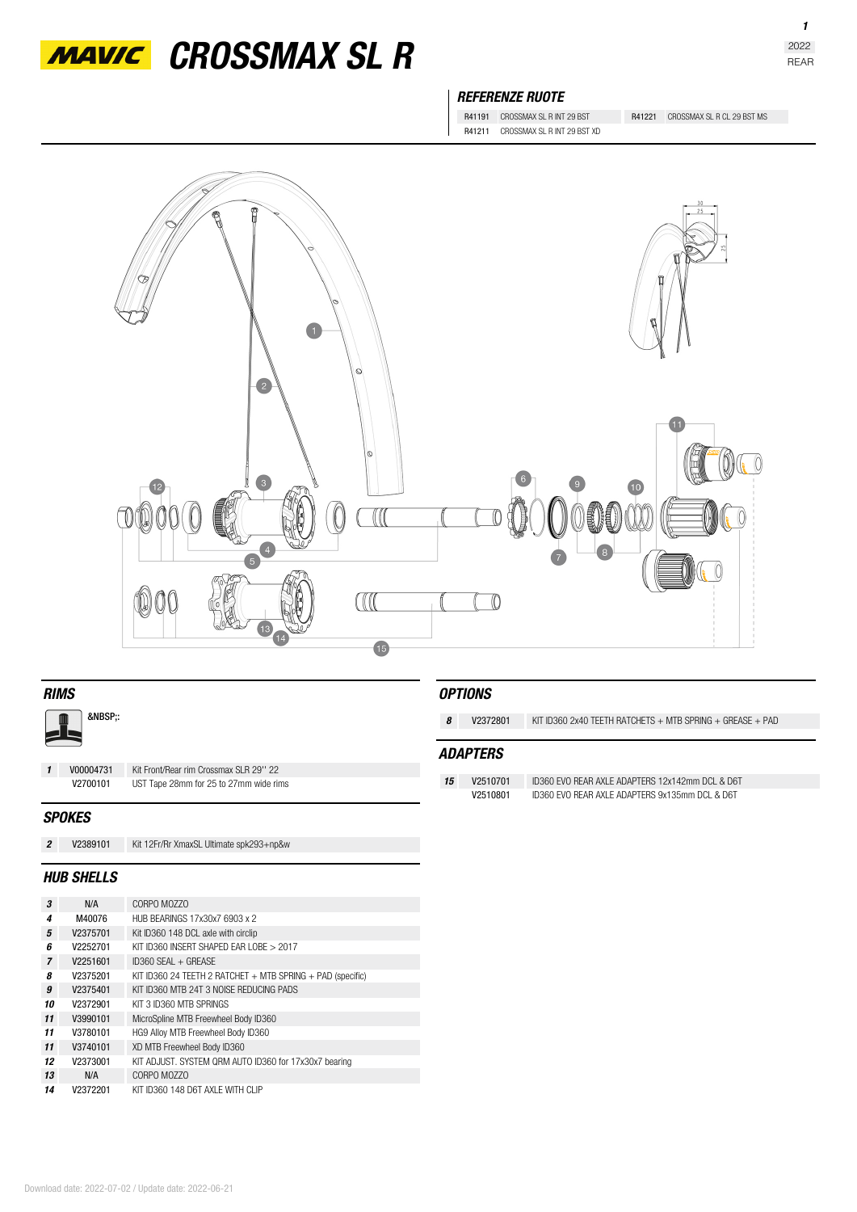# MAVIC CROSSMAX SL R

2022
REAR

### REFERENZE RUOTE

| | | | |
|---|---|---|---|
| R41191 | CROSSMAX SL R INT 29 BST | R41221 | CROSSMAX SL R CL 29 BST MS |
| R41211 | CROSSMAX SL R INT 29 BST XD | | |

## RIMS

&NBSP;:

| | | |
|---|---|---|
| 1 | V00004731 | Kit Front/Rear rim Crossmax SLR 29'' 22 |
| | V2700101 | UST Tape 28mm for 25 to 27mm wide rims |

## SPOKES

| | | |
|---|---|---|
| 2 | V2389101 | Kit 12Fr/Rr XmaxSL Ultimate spk293+np&w |

## HUB SHELLS

| | | |
|---|---|---|
| 3 | N/A | CORPO MOZZO |
| 4 | M40076 | HUB BEARINGS 17x30x7 6903 x 2 |
| 5 | V2375701 | Kit ID360 148 DCL axle with circlip |
| 6 | V2252701 | KIT ID360 INSERT SHAPED EAR LOBE > 2017 |
| 7 | V2251601 | ID360 SEAL + GREASE |
| 8 | V2375201 | KIT ID360 24 TEETH 2 RATCHET + MTB SPRING + PAD (specific) |
| 9 | V2375401 | KIT ID360 MTB 24T 3 NOISE REDUCING PADS |
| 10 | V2372901 | KIT 3 ID360 MTB SPRINGS |
| 11 | V3990101 | MicroSpline MTB Freewheel Body ID360 |
| 11 | V3780101 | HG9 Alloy MTB Freewheel Body ID360 |
| 11 | V3740101 | XD MTB Freewheel Body ID360 |
| 12 | V2373001 | KIT ADJUST. SYSTEM QRM AUTO ID360 for 17x30x7 bearing |
| 13 | N/A | CORPO MOZZO |
| 14 | V2372201 | KIT ID360 148 D6T AXLE WITH CLIP |

## OPTIONS

| | | |
|---|---|---|
| 8 | V2372801 | KIT ID360 2x40 TEETH RATCHETS + MTB SPRING + GREASE + PAD |

## ADAPTERS

| | | |
|---|---|---|
| 15 | V2510701 | ID360 EVO REAR AXLE ADAPTERS 12x142mm DCL & D6T |
| | V2510801 | ID360 EVO REAR AXLE ADAPTERS 9x135mm DCL & D6T |

Download date: 2022-07-02 / Update date: 2022-06-21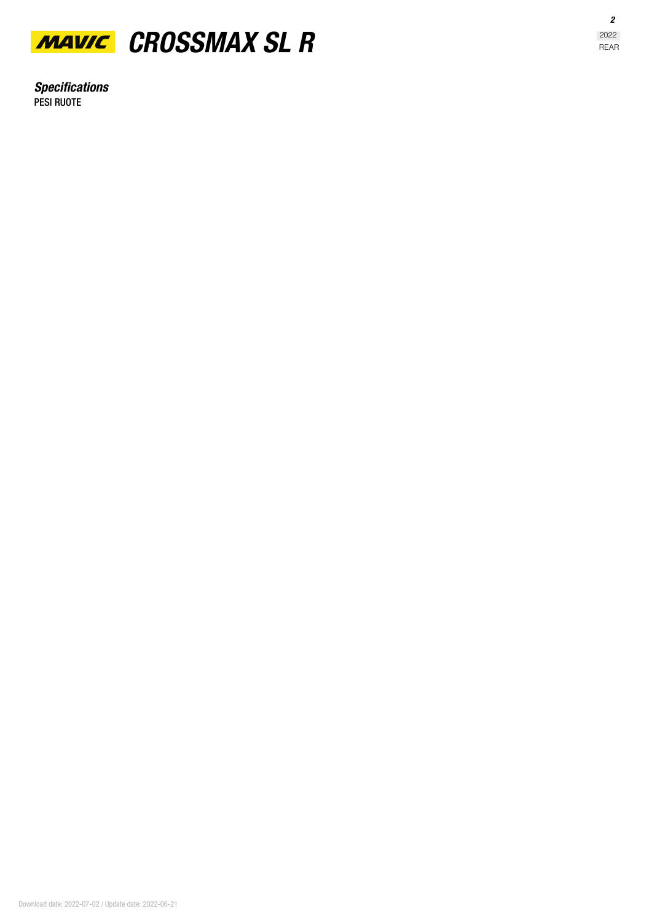# MAVIC CROSSMAX SL R

2022
REAR

### *Specifications*

PESI RUOTE

Download date: 2022-07-02 / Update date: 2022-06-21